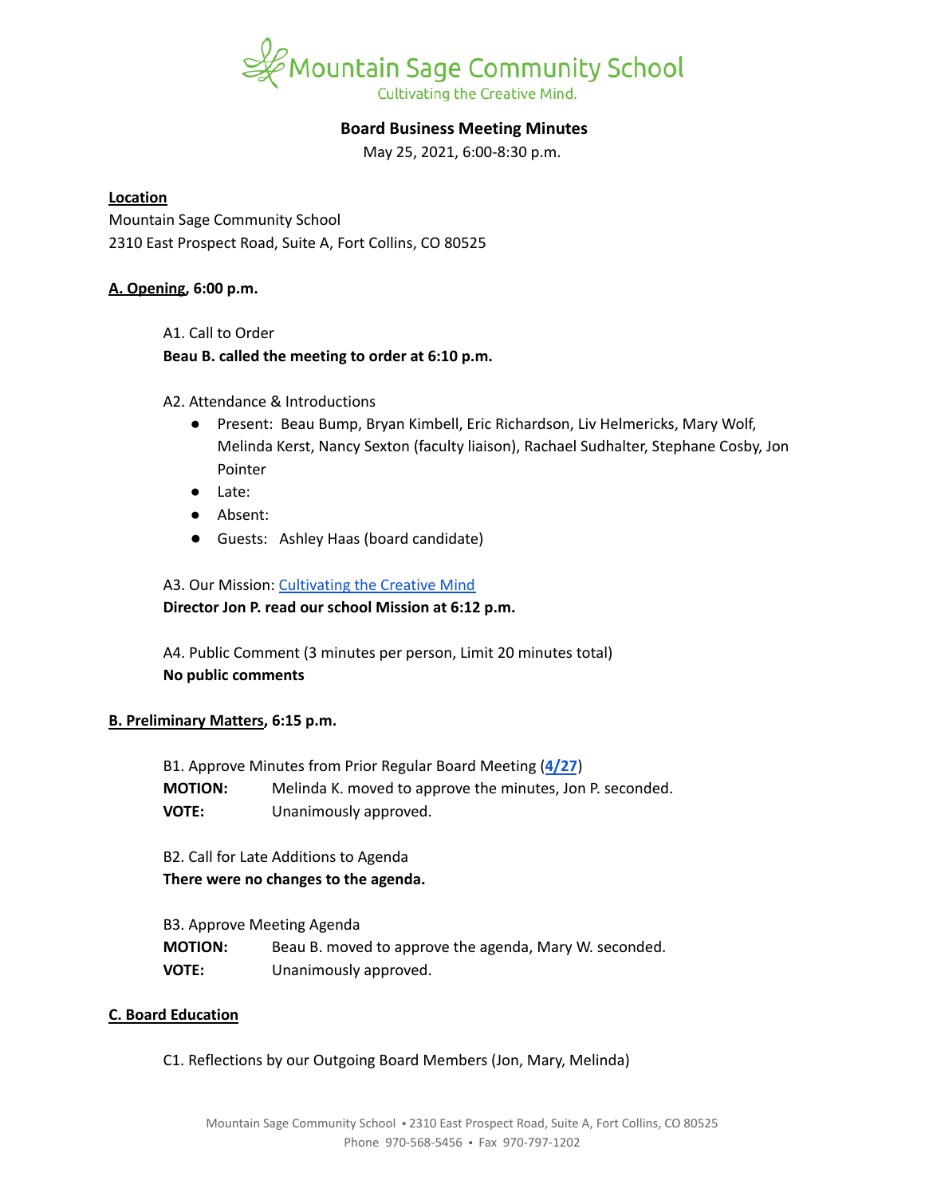Mountain Sage Community School
Cultivating the Creative Mind.

# Board Business Meeting Minutes

May 25, 2021, 6:00-8:30 p.m.

**Location**

Mountain Sage Community School
2310 East Prospect Road, Suite A, Fort Collins, CO 80525

## A. Opening, 6:00 p.m.

A1. Call to Order

**Beau B. called the meeting to order at 6:10 p.m.**

A2. Attendance & Introductions

- Present: Beau Bump, Bryan Kimbell, Eric Richardson, Liv Helmericks, Mary Wolf, Melinda Kerst, Nancy Sexton (faculty liaison), Rachael Sudhalter, Stephane Cosby, Jon Pointer
- Late:
- Absent:
- Guests: Ashley Haas (board candidate)

A3. Our Mission: Cultivating the Creative Mind

**Director Jon P. read our school Mission at 6:12 p.m.**

A4. Public Comment (3 minutes per person, Limit 20 minutes total)

**No public comments**

## B. Preliminary Matters, 6:15 p.m.

B1. Approve Minutes from Prior Regular Board Meeting (**4/27**)

**MOTION:** Melinda K. moved to approve the minutes, Jon P. seconded.
**VOTE:** Unanimously approved.

B2. Call for Late Additions to Agenda

**There were no changes to the agenda.**

B3. Approve Meeting Agenda

**MOTION:** Beau B. moved to approve the agenda, Mary W. seconded.
**VOTE:** Unanimously approved.

## C. Board Education

C1. Reflections by our Outgoing Board Members (Jon, Mary, Melinda)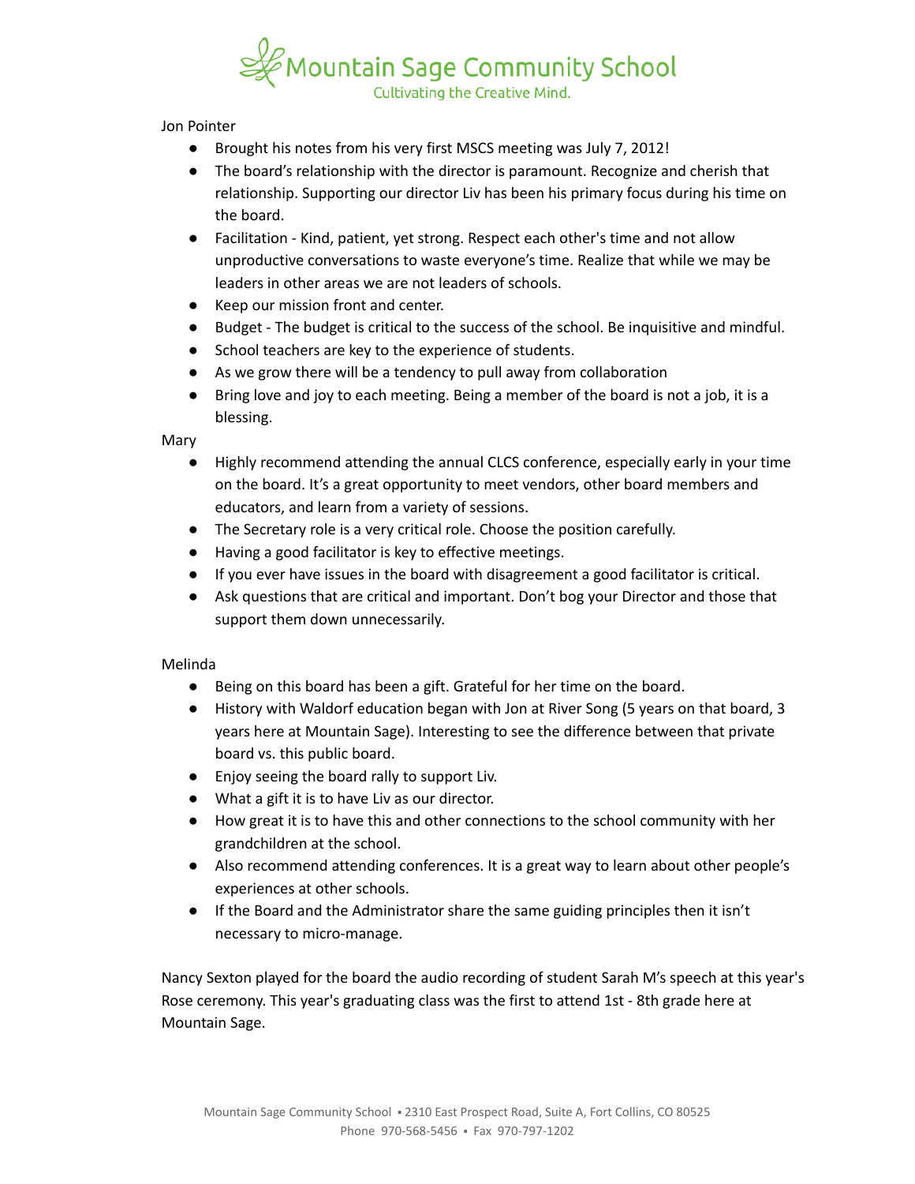Jon Pointer

- Brought his notes from his very first MSCS meeting was July 7, 2012!
- The board's relationship with the director is paramount. Recognize and cherish that relationship. Supporting our director Liv has been his primary focus during his time on the board.
- Facilitation - Kind, patient, yet strong. Respect each other's time and not allow unproductive conversations to waste everyone's time. Realize that while we may be leaders in other areas we are not leaders of schools.
- Keep our mission front and center.
- Budget - The budget is critical to the success of the school. Be inquisitive and mindful.
- School teachers are key to the experience of students.
- As we grow there will be a tendency to pull away from collaboration
- Bring love and joy to each meeting. Being a member of the board is not a job, it is a blessing.

Mary

- Highly recommend attending the annual CLCS conference, especially early in your time on the board. It's a great opportunity to meet vendors, other board members and educators, and learn from a variety of sessions.
- The Secretary role is a very critical role. Choose the position carefully.
- Having a good facilitator is key to effective meetings.
- If you ever have issues in the board with disagreement a good facilitator is critical.
- Ask questions that are critical and important. Don't bog your Director and those that support them down unnecessarily.

Melinda

- Being on this board has been a gift. Grateful for her time on the board.
- History with Waldorf education began with Jon at River Song (5 years on that board, 3 years here at Mountain Sage). Interesting to see the difference between that private board vs. this public board.
- Enjoy seeing the board rally to support Liv.
- What a gift it is to have Liv as our director.
- How great it is to have this and other connections to the school community with her grandchildren at the school.
- Also recommend attending conferences. It is a great way to learn about other people's experiences at other schools.
- If the Board and the Administrator share the same guiding principles then it isn't necessary to micro-manage.

Nancy Sexton played for the board the audio recording of student Sarah M's speech at this year's Rose ceremony. This year's graduating class was the first to attend 1st - 8th grade here at Mountain Sage.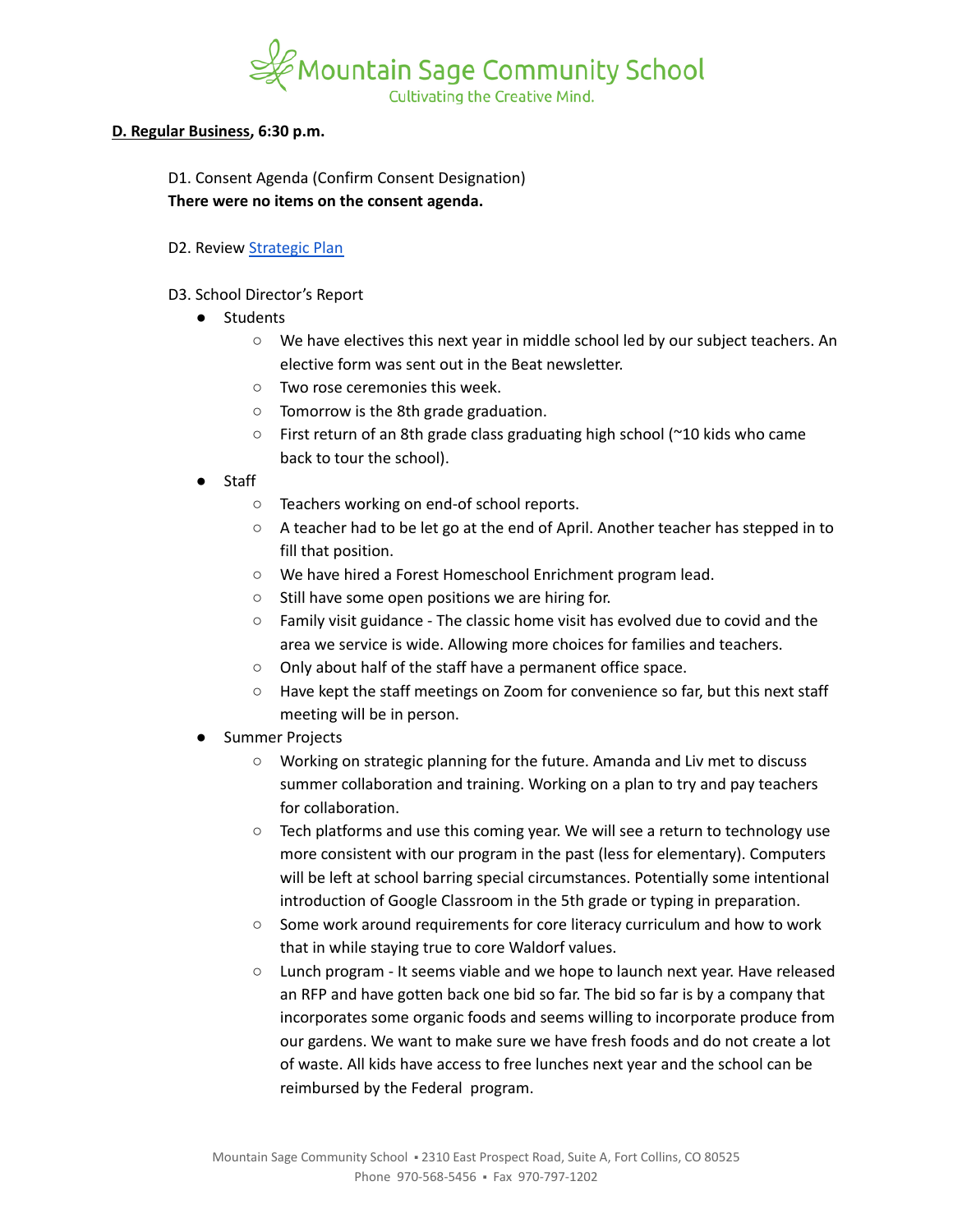**D. Regular Business, 6:30 p.m.**

D1. Consent Agenda (Confirm Consent Designation)
**There were no items on the consent agenda.**

D2. Review [Strategic Plan]

D3. School Director's Report

- Students
  - We have electives this next year in middle school led by our subject teachers. An elective form was sent out in the Beat newsletter.
  - Two rose ceremonies this week.
  - Tomorrow is the 8th grade graduation.
  - First return of an 8th grade class graduating high school (~10 kids who came back to tour the school).
- Staff
  - Teachers working on end-of school reports.
  - A teacher had to be let go at the end of April. Another teacher has stepped in to fill that position.
  - We have hired a Forest Homeschool Enrichment program lead.
  - Still have some open positions we are hiring for.
  - Family visit guidance - The classic home visit has evolved due to covid and the area we service is wide. Allowing more choices for families and teachers.
  - Only about half of the staff have a permanent office space.
  - Have kept the staff meetings on Zoom for convenience so far, but this next staff meeting will be in person.
- Summer Projects
  - Working on strategic planning for the future. Amanda and Liv met to discuss summer collaboration and training. Working on a plan to try and pay teachers for collaboration.
  - Tech platforms and use this coming year. We will see a return to technology use more consistent with our program in the past (less for elementary). Computers will be left at school barring special circumstances. Potentially some intentional introduction of Google Classroom in the 5th grade or typing in preparation.
  - Some work around requirements for core literacy curriculum and how to work that in while staying true to core Waldorf values.
  - Lunch program - It seems viable and we hope to launch next year. Have released an RFP and have gotten back one bid so far. The bid so far is by a company that incorporates some organic foods and seems willing to incorporate produce from our gardens. We want to make sure we have fresh foods and do not create a lot of waste. All kids have access to free lunches next year and the school can be reimbursed by the Federal program.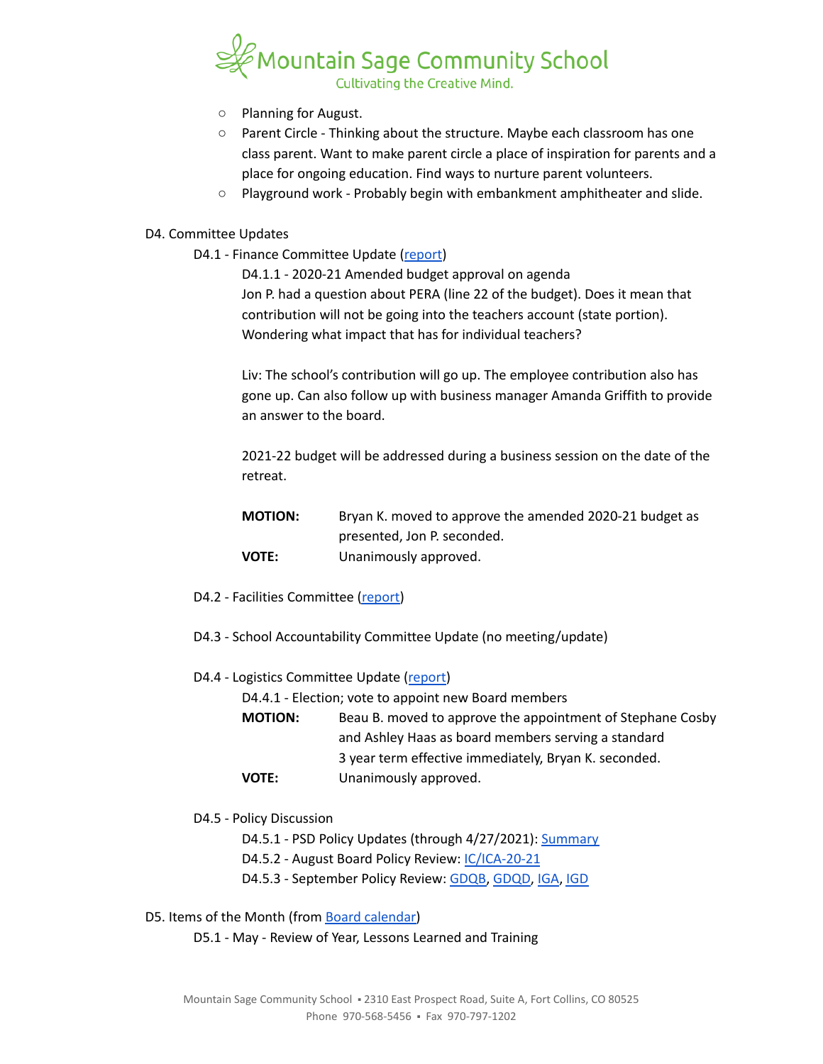- Planning for August.
- Parent Circle - Thinking about the structure. Maybe each classroom has one class parent. Want to make parent circle a place of inspiration for parents and a place for ongoing education. Find ways to nurture parent volunteers.
- Playground work - Probably begin with embankment amphitheater and slide.

D4. Committee Updates

D4.1 - Finance Committee Update (report)

D4.1.1 - 2020-21 Amended budget approval on agenda

Jon P. had a question about PERA (line 22 of the budget). Does it mean that contribution will not be going into the teachers account (state portion). Wondering what impact that has for individual teachers?

Liv: The school's contribution will go up. The employee contribution also has gone up. Can also follow up with business manager Amanda Griffith to provide an answer to the board.

2021-22 budget will be addressed during a business session on the date of the retreat.

**MOTION:** Bryan K. moved to approve the amended 2020-21 budget as presented, Jon P. seconded.

**VOTE:** Unanimously approved.

D4.2 - Facilities Committee (report)

D4.3 - School Accountability Committee Update (no meeting/update)

D4.4 - Logistics Committee Update (report)

D4.4.1 - Election; vote to appoint new Board members

**MOTION:** Beau B. moved to approve the appointment of Stephane Cosby and Ashley Haas as board members serving a standard 3 year term effective immediately, Bryan K. seconded.

**VOTE:** Unanimously approved.

D4.5 - Policy Discussion

D4.5.1 - PSD Policy Updates (through 4/27/2021): Summary

D4.5.2 - August Board Policy Review: IC/ICA-20-21

D4.5.3 - September Policy Review: GDQB, GDQD, IGA, IGD

D5. Items of the Month (from Board calendar)

D5.1 - May - Review of Year, Lessons Learned and Training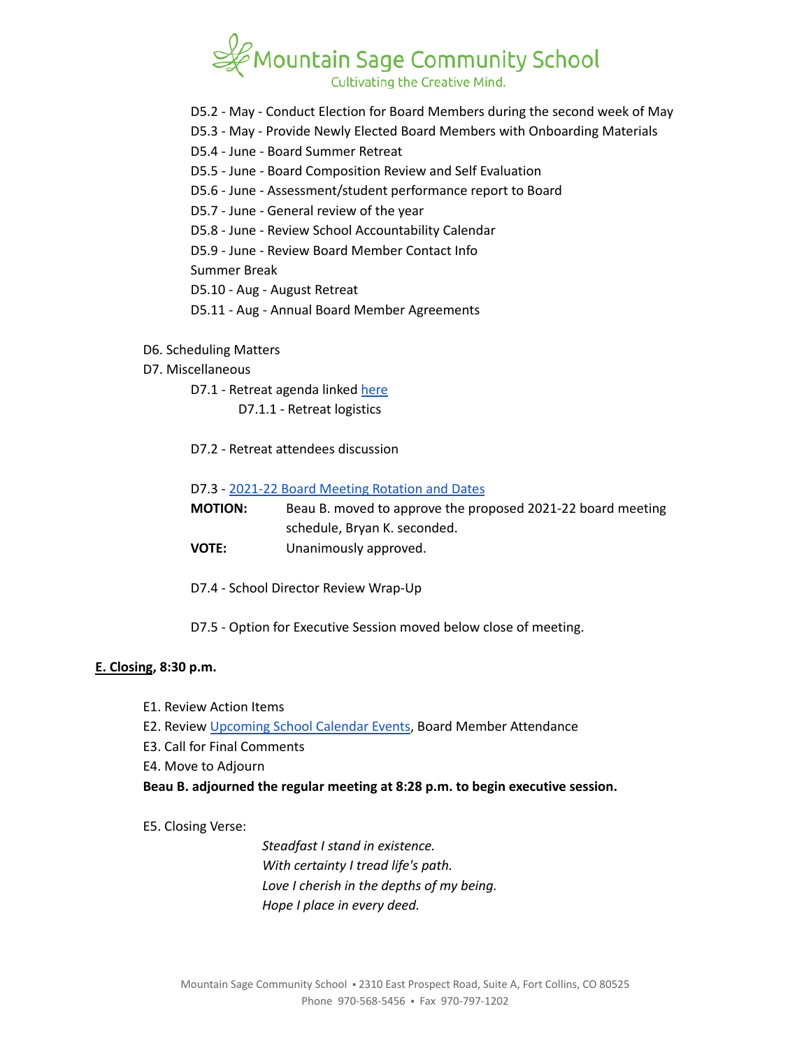D5.2 - May - Conduct Election for Board Members during the second week of May
D5.3 - May - Provide Newly Elected Board Members with Onboarding Materials
D5.4 - June - Board Summer Retreat
D5.5 - June - Board Composition Review and Self Evaluation
D5.6 - June - Assessment/student performance report to Board
D5.7 - June - General review of the year
D5.8 - June - Review School Accountability Calendar
D5.9 - June - Review Board Member Contact Info
Summer Break
D5.10 - Aug - August Retreat
D5.11 - Aug - Annual Board Member Agreements

D6. Scheduling Matters
D7. Miscellaneous

D7.1 - Retreat agenda linked here
D7.1.1 - Retreat logistics

D7.2 - Retreat attendees discussion

D7.3 - 2021-22 Board Meeting Rotation and Dates

**MOTION:** Beau B. moved to approve the proposed 2021-22 board meeting schedule, Bryan K. seconded.
**VOTE:** Unanimously approved.

D7.4 - School Director Review Wrap-Up

D7.5 - Option for Executive Session moved below close of meeting.

**E. Closing, 8:30 p.m.**

E1. Review Action Items
E2. Review Upcoming School Calendar Events, Board Member Attendance
E3. Call for Final Comments
E4. Move to Adjourn
**Beau B. adjourned the regular meeting at 8:28 p.m. to begin executive session.**

E5. Closing Verse:

*Steadfast I stand in existence.*
*With certainty I tread life's path.*
*Love I cherish in the depths of my being.*
*Hope I place in every deed.*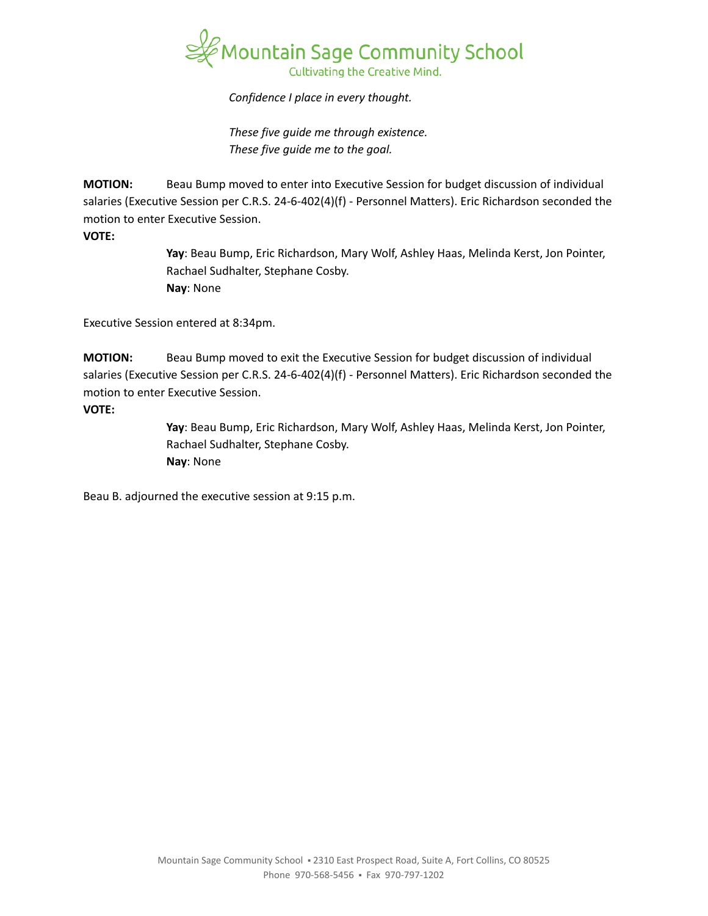*Confidence I place in every thought.*

*These five guide me through existence.*
*These five guide me to the goal.*

**MOTION:** Beau Bump moved to enter into Executive Session for budget discussion of individual salaries (Executive Session per C.R.S. 24-6-402(4)(f) - Personnel Matters). Eric Richardson seconded the motion to enter Executive Session.

**VOTE:**

**Yay**: Beau Bump, Eric Richardson, Mary Wolf, Ashley Haas, Melinda Kerst, Jon Pointer, Rachael Sudhalter, Stephane Cosby.
**Nay**: None

Executive Session entered at 8:34pm.

**MOTION:** Beau Bump moved to exit the Executive Session for budget discussion of individual salaries (Executive Session per C.R.S. 24-6-402(4)(f) - Personnel Matters). Eric Richardson seconded the motion to enter Executive Session.

**VOTE:**

**Yay**: Beau Bump, Eric Richardson, Mary Wolf, Ashley Haas, Melinda Kerst, Jon Pointer, Rachael Sudhalter, Stephane Cosby.
**Nay**: None

Beau B. adjourned the executive session at 9:15 p.m.